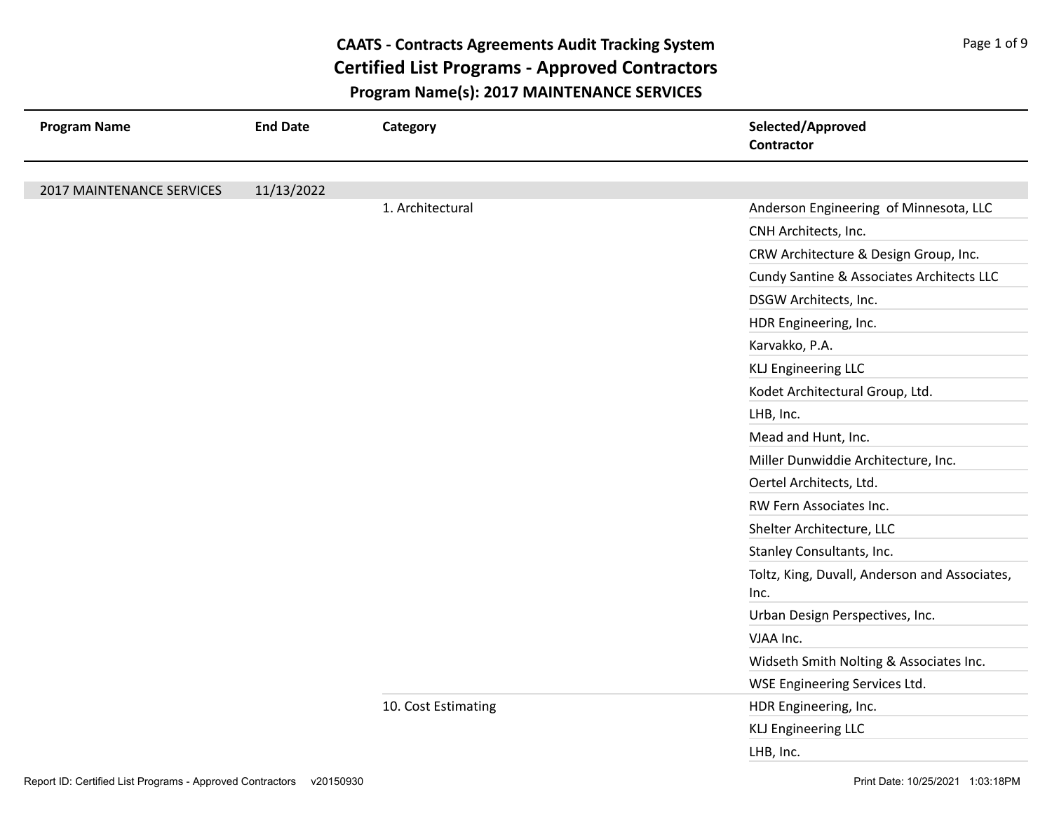# CAATS - Contracts Agreements Audit Tracking System

## Certified List Programs - Approved Contractors

### Program Name(s): 2017 MAINTENANCE SERVICES

| Program Name | End Date | Category | Selected/Approved Contractor |
| --- | --- | --- | --- |
| 2017 MAINTENANCE SERVICES | 11/13/2022 | | |
| | | 1. Architectural | Anderson Engineering of Minnesota, LLC |
| | | | CNH Architects, Inc. |
| | | | CRW Architecture & Design Group, Inc. |
| | | | Cundy Santine & Associates Architects LLC |
| | | | DSGW Architects, Inc. |
| | | | HDR Engineering, Inc. |
| | | | Karvakko, P.A. |
| | | | KLJ Engineering LLC |
| | | | Kodet Architectural Group, Ltd. |
| | | | LHB, Inc. |
| | | | Mead and Hunt, Inc. |
| | | | Miller Dunwiddie Architecture, Inc. |
| | | | Oertel Architects, Ltd. |
| | | | RW Fern Associates Inc. |
| | | | Shelter Architecture, LLC |
| | | | Stanley Consultants, Inc. |
| | | | Toltz, King, Duvall, Anderson and Associates, Inc. |
| | | | Urban Design Perspectives, Inc. |
| | | | VJAA Inc. |
| | | | Widseth Smith Nolting & Associates Inc. |
| | | | WSE Engineering Services Ltd. |
| | | 10. Cost Estimating | HDR Engineering, Inc. |
| | | | KLJ Engineering LLC |
| | | | LHB, Inc. |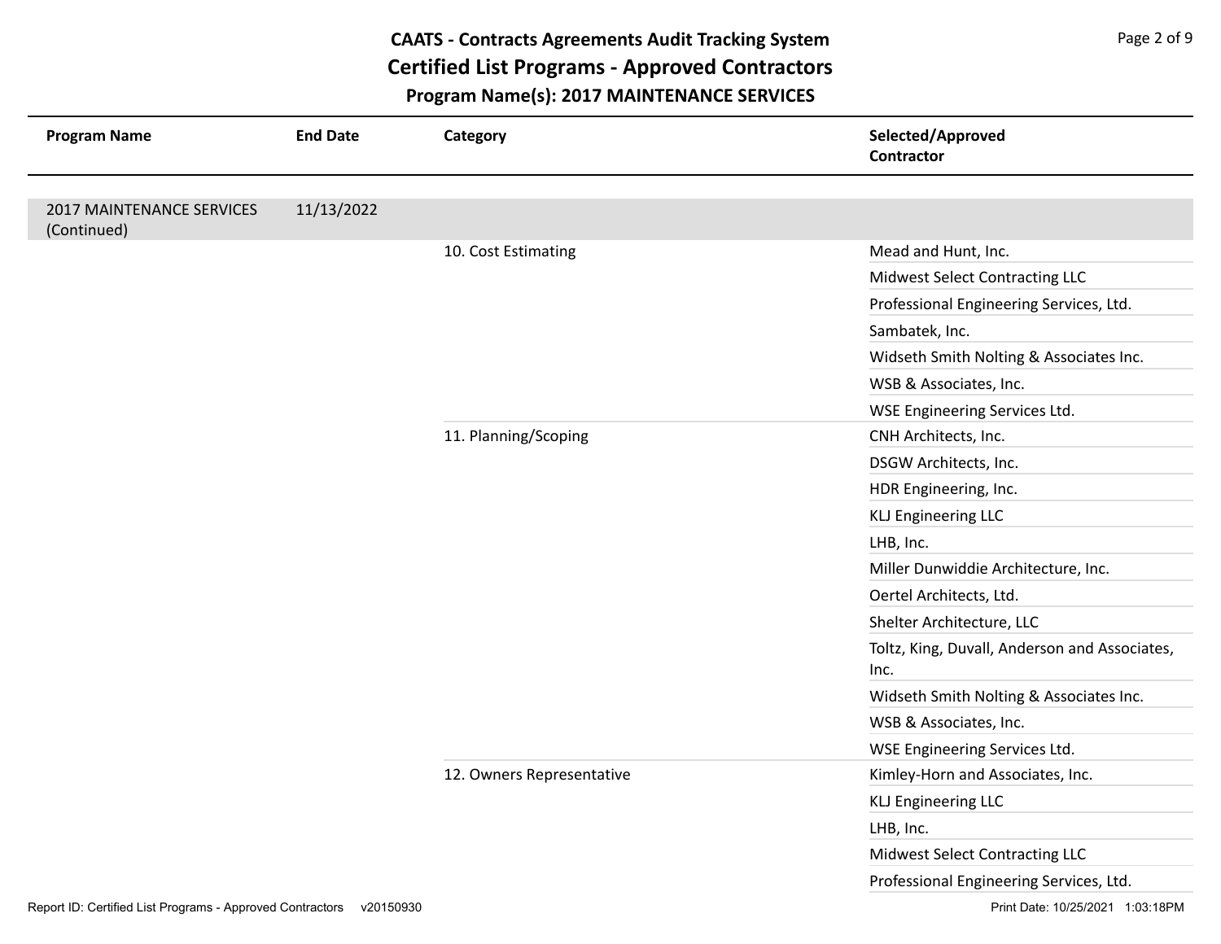# CAATS - Contracts Agreements Audit Tracking System

## Certified List Programs - Approved Contractors

### Program Name(s): 2017 MAINTENANCE SERVICES

| Program Name | End Date | Category | Selected/Approved Contractor |
| --- | --- | --- | --- |
| 2017 MAINTENANCE SERVICES (Continued) | 11/13/2022 | | |
| | | 10. Cost Estimating | Mead and Hunt, Inc. |
| | | | Midwest Select Contracting LLC |
| | | | Professional Engineering Services, Ltd. |
| | | | Sambatek, Inc. |
| | | | Widseth Smith Nolting & Associates Inc. |
| | | | WSB & Associates, Inc. |
| | | | WSE Engineering Services Ltd. |
| | | 11. Planning/Scoping | CNH Architects, Inc. |
| | | | DSGW Architects, Inc. |
| | | | HDR Engineering, Inc. |
| | | | KLJ Engineering LLC |
| | | | LHB, Inc. |
| | | | Miller Dunwiddie Architecture, Inc. |
| | | | Oertel Architects, Ltd. |
| | | | Shelter Architecture, LLC |
| | | | Toltz, King, Duvall, Anderson and Associates, Inc. |
| | | | Widseth Smith Nolting & Associates Inc. |
| | | | WSB & Associates, Inc. |
| | | | WSE Engineering Services Ltd. |
| | | 12. Owners Representative | Kimley-Horn and Associates, Inc. |
| | | | KLJ Engineering LLC |
| | | | LHB, Inc. |
| | | | Midwest Select Contracting LLC |
| | | | Professional Engineering Services, Ltd. |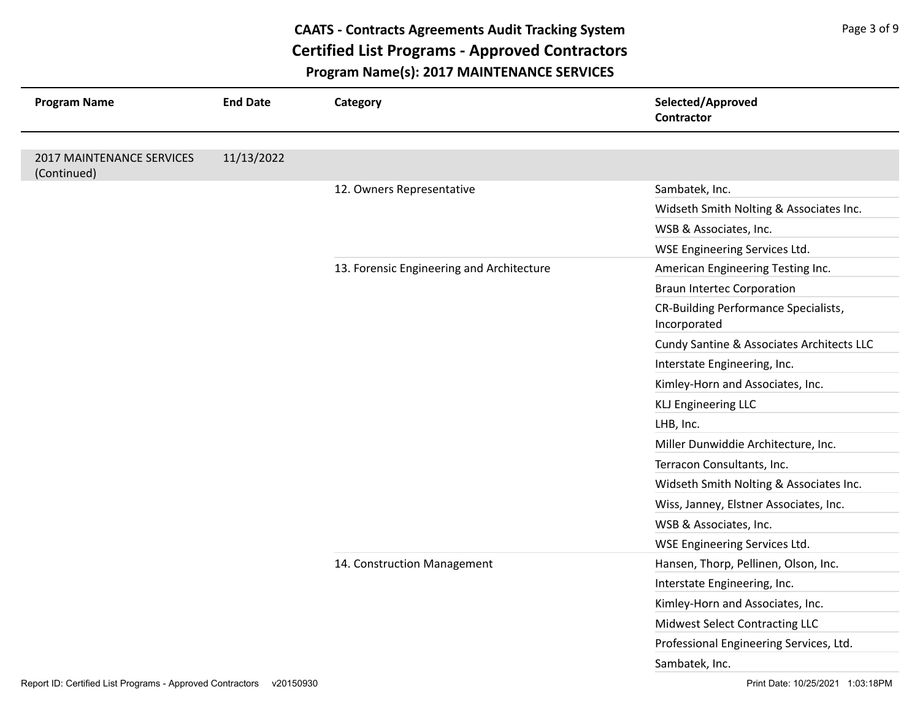# CAATS - Contracts Agreements Audit Tracking System

## Certified List Programs - Approved Contractors

### Program Name(s): 2017 MAINTENANCE SERVICES

| Program Name | End Date | Category | Selected/Approved Contractor |
|---|---|---|---|
| 2017 MAINTENANCE SERVICES (Continued) | 11/13/2022 | | |
| | | 12. Owners Representative | Sambatek, Inc. |
| | | | Widseth Smith Nolting & Associates Inc. |
| | | | WSB & Associates, Inc. |
| | | | WSE Engineering Services Ltd. |
| | | 13. Forensic Engineering and Architecture | American Engineering Testing Inc. |
| | | | Braun Intertec Corporation |
| | | | CR-Building Performance Specialists, Incorporated |
| | | | Cundy Santine & Associates Architects LLC |
| | | | Interstate Engineering, Inc. |
| | | | Kimley-Horn and Associates, Inc. |
| | | | KLJ Engineering LLC |
| | | | LHB, Inc. |
| | | | Miller Dunwiddie Architecture, Inc. |
| | | | Terracon Consultants, Inc. |
| | | | Widseth Smith Nolting & Associates Inc. |
| | | | Wiss, Janney, Elstner Associates, Inc. |
| | | | WSB & Associates, Inc. |
| | | | WSE Engineering Services Ltd. |
| | | 14. Construction Management | Hansen, Thorp, Pellinen, Olson, Inc. |
| | | | Interstate Engineering, Inc. |
| | | | Kimley-Horn and Associates, Inc. |
| | | | Midwest Select Contracting LLC |
| | | | Professional Engineering Services, Ltd. |
| | | | Sambatek, Inc. |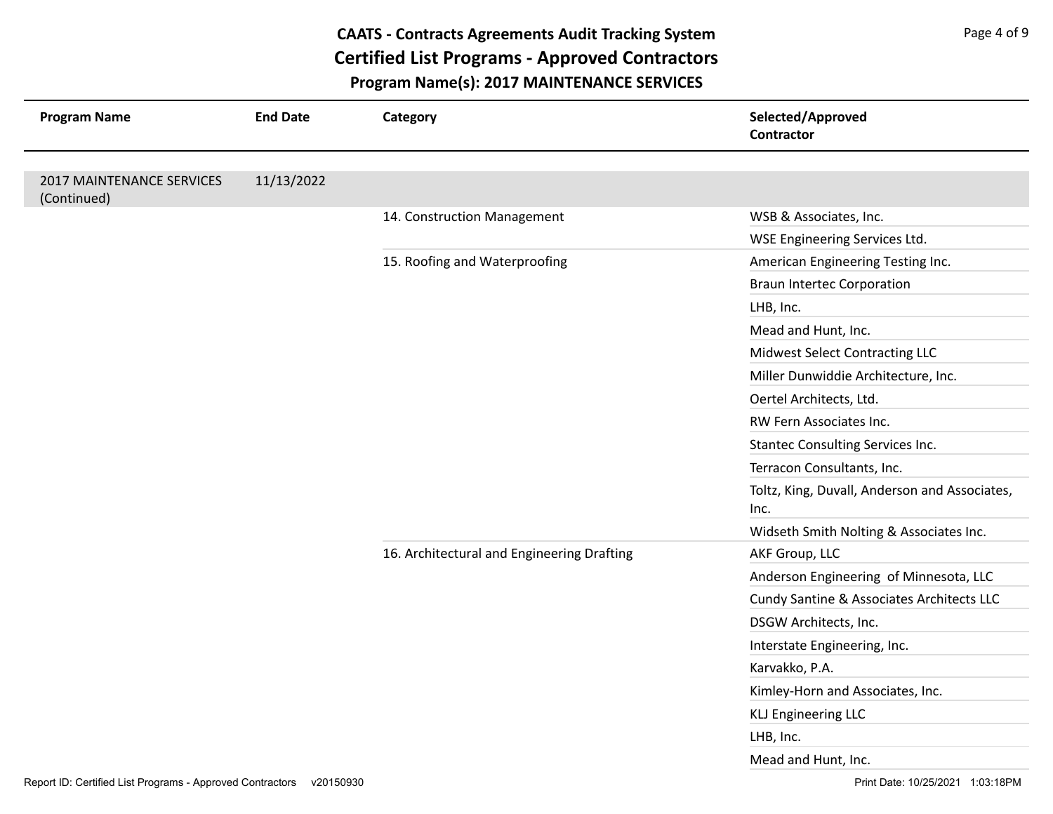# CAATS - Contracts Agreements Audit Tracking System
## Certified List Programs - Approved Contractors
### Program Name(s): 2017 MAINTENANCE SERVICES

| Program Name | End Date | Category | Selected/Approved Contractor |
|---|---|---|---|
| 2017 MAINTENANCE SERVICES (Continued) | 11/13/2022 | | |
| | | 14. Construction Management | WSB & Associates, Inc. |
| | | | WSE Engineering Services Ltd. |
| | | 15. Roofing and Waterproofing | American Engineering Testing Inc. |
| | | | Braun Intertec Corporation |
| | | | LHB, Inc. |
| | | | Mead and Hunt, Inc. |
| | | | Midwest Select Contracting LLC |
| | | | Miller Dunwiddie Architecture, Inc. |
| | | | Oertel Architects, Ltd. |
| | | | RW Fern Associates Inc. |
| | | | Stantec Consulting Services Inc. |
| | | | Terracon Consultants, Inc. |
| | | | Toltz, King, Duvall, Anderson and Associates, Inc. |
| | | | Widseth Smith Nolting & Associates Inc. |
| | | 16. Architectural and Engineering Drafting | AKF Group, LLC |
| | | | Anderson Engineering of Minnesota, LLC |
| | | | Cundy Santine & Associates Architects LLC |
| | | | DSGW Architects, Inc. |
| | | | Interstate Engineering, Inc. |
| | | | Karvakko, P.A. |
| | | | Kimley-Horn and Associates, Inc. |
| | | | KLJ Engineering LLC |
| | | | LHB, Inc. |
| | | | Mead and Hunt, Inc. |

Report ID: Certified List Programs - Approved Contractors v20150930 Print Date: 10/25/2021 1:03:18PM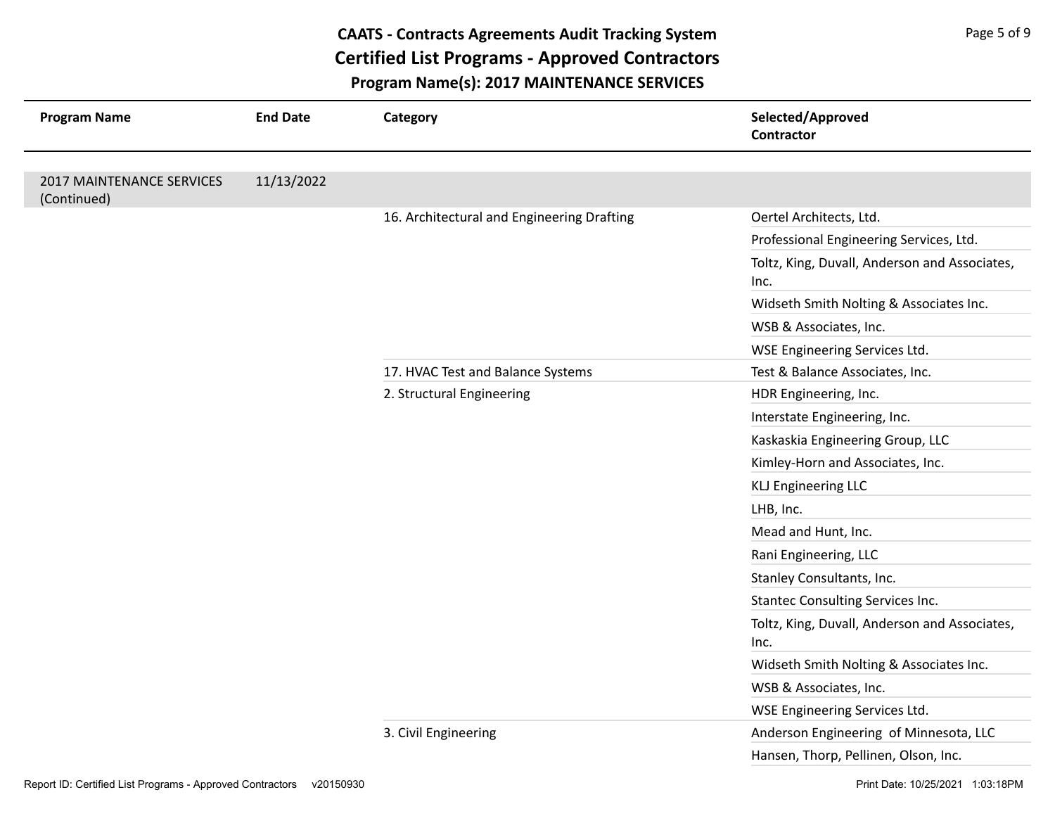# CAATS - Contracts Agreements Audit Tracking System
## Certified List Programs - Approved Contractors
### Program Name(s): 2017 MAINTENANCE SERVICES

| Program Name | End Date | Category | Selected/Approved Contractor |
|---|---|---|---|
| 2017 MAINTENANCE SERVICES (Continued) | 11/13/2022 | | |
| | | 16. Architectural and Engineering Drafting | Oertel Architects, Ltd. |
| | | | Professional Engineering Services, Ltd. |
| | | | Toltz, King, Duvall, Anderson and Associates, Inc. |
| | | | Widseth Smith Nolting & Associates Inc. |
| | | | WSB & Associates, Inc. |
| | | | WSE Engineering Services Ltd. |
| | | 17. HVAC Test and Balance Systems | Test & Balance Associates, Inc. |
| | | 2. Structural Engineering | HDR Engineering, Inc. |
| | | | Interstate Engineering, Inc. |
| | | | Kaskaskia Engineering Group, LLC |
| | | | Kimley-Horn and Associates, Inc. |
| | | | KLJ Engineering LLC |
| | | | LHB, Inc. |
| | | | Mead and Hunt, Inc. |
| | | | Rani Engineering, LLC |
| | | | Stanley Consultants, Inc. |
| | | | Stantec Consulting Services Inc. |
| | | | Toltz, King, Duvall, Anderson and Associates, Inc. |
| | | | Widseth Smith Nolting & Associates Inc. |
| | | | WSB & Associates, Inc. |
| | | | WSE Engineering Services Ltd. |
| | | 3. Civil Engineering | Anderson Engineering of Minnesota, LLC |
| | | | Hansen, Thorp, Pellinen, Olson, Inc. |

Report ID: Certified List Programs - Approved Contractors v20150930

Print Date: 10/25/2021 1:03:18PM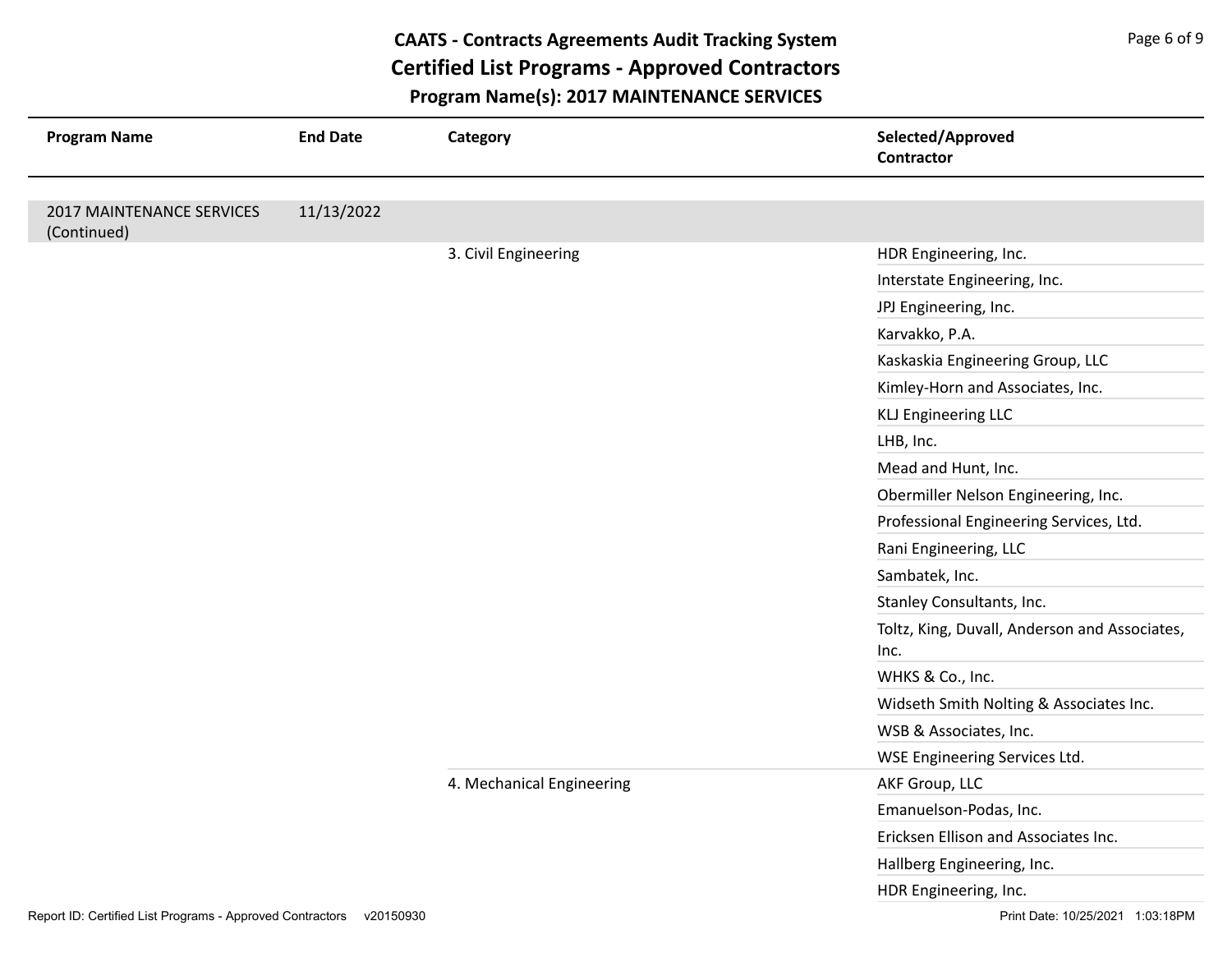# CAATS - Contracts Agreements Audit Tracking System

## Certified List Programs - Approved Contractors

### Program Name(s): 2017 MAINTENANCE SERVICES

| Program Name | End Date | Category | Selected/Approved Contractor |
|---|---|---|---|
| 2017 MAINTENANCE SERVICES (Continued) | 11/13/2022 | | |
| | | 3. Civil Engineering | HDR Engineering, Inc. |
| | | | Interstate Engineering, Inc. |
| | | | JPJ Engineering, Inc. |
| | | | Karvakko, P.A. |
| | | | Kaskaskia Engineering Group, LLC |
| | | | Kimley-Horn and Associates, Inc. |
| | | | KLJ Engineering LLC |
| | | | LHB, Inc. |
| | | | Mead and Hunt, Inc. |
| | | | Obermiller Nelson Engineering, Inc. |
| | | | Professional Engineering Services, Ltd. |
| | | | Rani Engineering, LLC |
| | | | Sambatek, Inc. |
| | | | Stanley Consultants, Inc. |
| | | | Toltz, King, Duvall, Anderson and Associates, Inc. |
| | | | WHKS & Co., Inc. |
| | | | Widseth Smith Nolting & Associates Inc. |
| | | | WSB & Associates, Inc. |
| | | | WSE Engineering Services Ltd. |
| | | 4. Mechanical Engineering | AKF Group, LLC |
| | | | Emanuelson-Podas, Inc. |
| | | | Ericksen Ellison and Associates Inc. |
| | | | Hallberg Engineering, Inc. |
| | | | HDR Engineering, Inc. |

Report ID: Certified List Programs - Approved Contractors v20150930

Print Date: 10/25/2021 1:03:18PM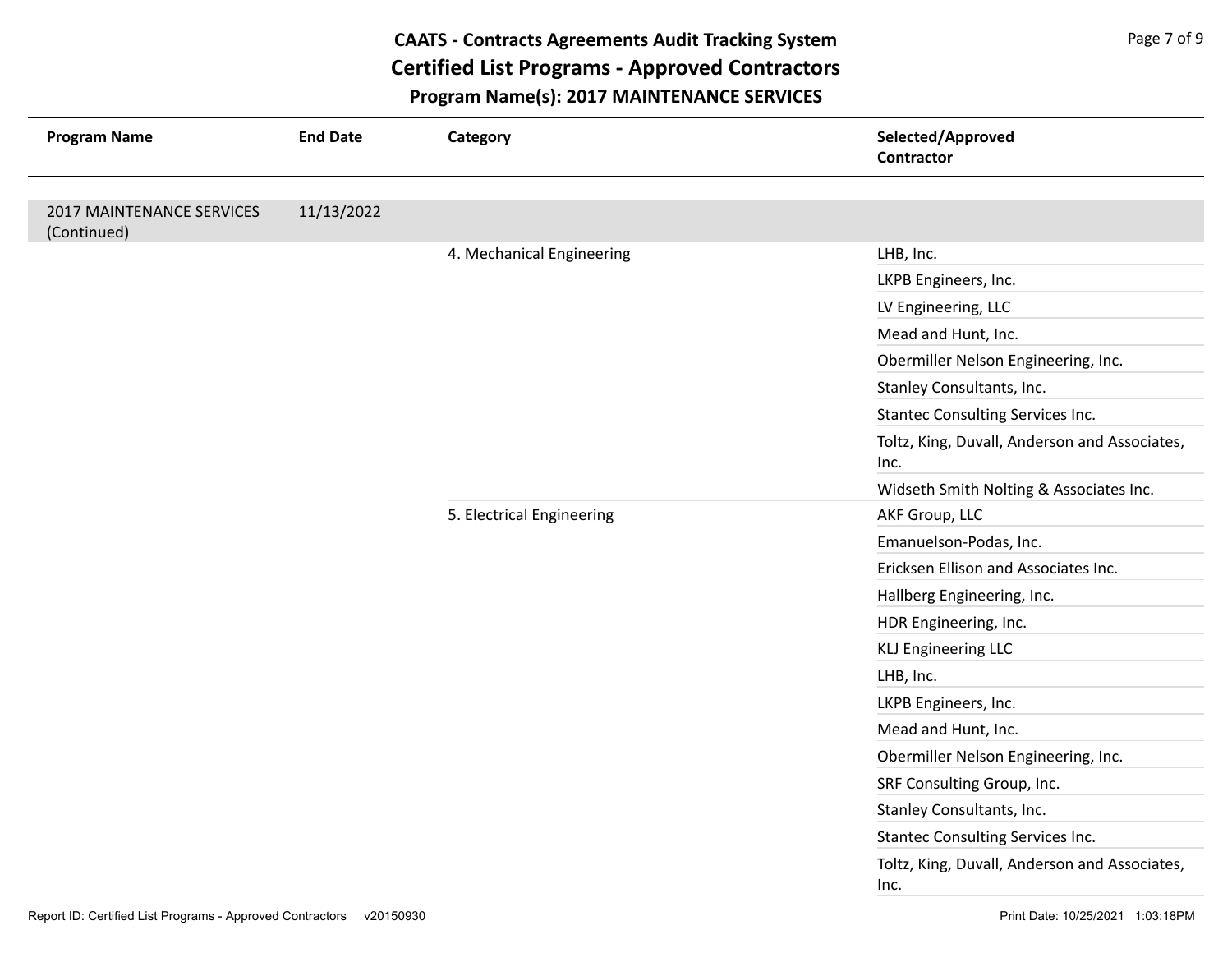# CAATS - Contracts Agreements Audit Tracking System
## Certified List Programs - Approved Contractors
### Program Name(s): 2017 MAINTENANCE SERVICES

| Program Name | End Date | Category | Selected/Approved Contractor |
|---|---|---|---|
| 2017 MAINTENANCE SERVICES (Continued) | 11/13/2022 | | |
| | | 4. Mechanical Engineering | LHB, Inc. |
| | | | LKPB Engineers, Inc. |
| | | | LV Engineering, LLC |
| | | | Mead and Hunt, Inc. |
| | | | Obermiller Nelson Engineering, Inc. |
| | | | Stanley Consultants, Inc. |
| | | | Stantec Consulting Services Inc. |
| | | | Toltz, King, Duvall, Anderson and Associates, Inc. |
| | | | Widseth Smith Nolting & Associates Inc. |
| | | 5. Electrical Engineering | AKF Group, LLC |
| | | | Emanuelson-Podas, Inc. |
| | | | Ericksen Ellison and Associates Inc. |
| | | | Hallberg Engineering, Inc. |
| | | | HDR Engineering, Inc. |
| | | | KLJ Engineering LLC |
| | | | LHB, Inc. |
| | | | LKPB Engineers, Inc. |
| | | | Mead and Hunt, Inc. |
| | | | Obermiller Nelson Engineering, Inc. |
| | | | SRF Consulting Group, Inc. |
| | | | Stanley Consultants, Inc. |
| | | | Stantec Consulting Services Inc. |
| | | | Toltz, King, Duvall, Anderson and Associates, Inc. |

Report ID: Certified List Programs - Approved Contractors v20150930 Print Date: 10/25/2021 1:03:18PM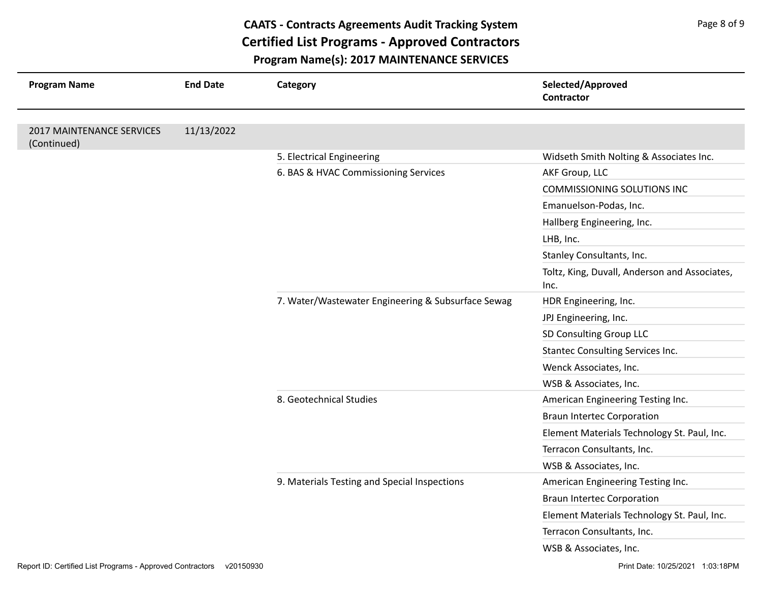# CAATS - Contracts Agreements Audit Tracking System

## Certified List Programs - Approved Contractors

### Program Name(s): 2017 MAINTENANCE SERVICES

| Program Name | End Date | Category | Selected/Approved Contractor |
|---|---|---|---|
| 2017 MAINTENANCE SERVICES (Continued) | 11/13/2022 | | |
| | | 5. Electrical Engineering | Widseth Smith Nolting & Associates Inc. |
| | | 6. BAS & HVAC Commissioning Services | AKF Group, LLC |
| | | | COMMISSIONING SOLUTIONS INC |
| | | | Emanuelson-Podas, Inc. |
| | | | Hallberg Engineering, Inc. |
| | | | LHB, Inc. |
| | | | Stanley Consultants, Inc. |
| | | | Toltz, King, Duvall, Anderson and Associates, Inc. |
| | | 7. Water/Wastewater Engineering & Subsurface Sewag | HDR Engineering, Inc. |
| | | | JPJ Engineering, Inc. |
| | | | SD Consulting Group LLC |
| | | | Stantec Consulting Services Inc. |
| | | | Wenck Associates, Inc. |
| | | | WSB & Associates, Inc. |
| | | 8. Geotechnical Studies | American Engineering Testing Inc. |
| | | | Braun Intertec Corporation |
| | | | Element Materials Technology St. Paul, Inc. |
| | | | Terracon Consultants, Inc. |
| | | | WSB & Associates, Inc. |
| | | 9. Materials Testing and Special Inspections | American Engineering Testing Inc. |
| | | | Braun Intertec Corporation |
| | | | Element Materials Technology St. Paul, Inc. |
| | | | Terracon Consultants, Inc. |
| | | | WSB & Associates, Inc. |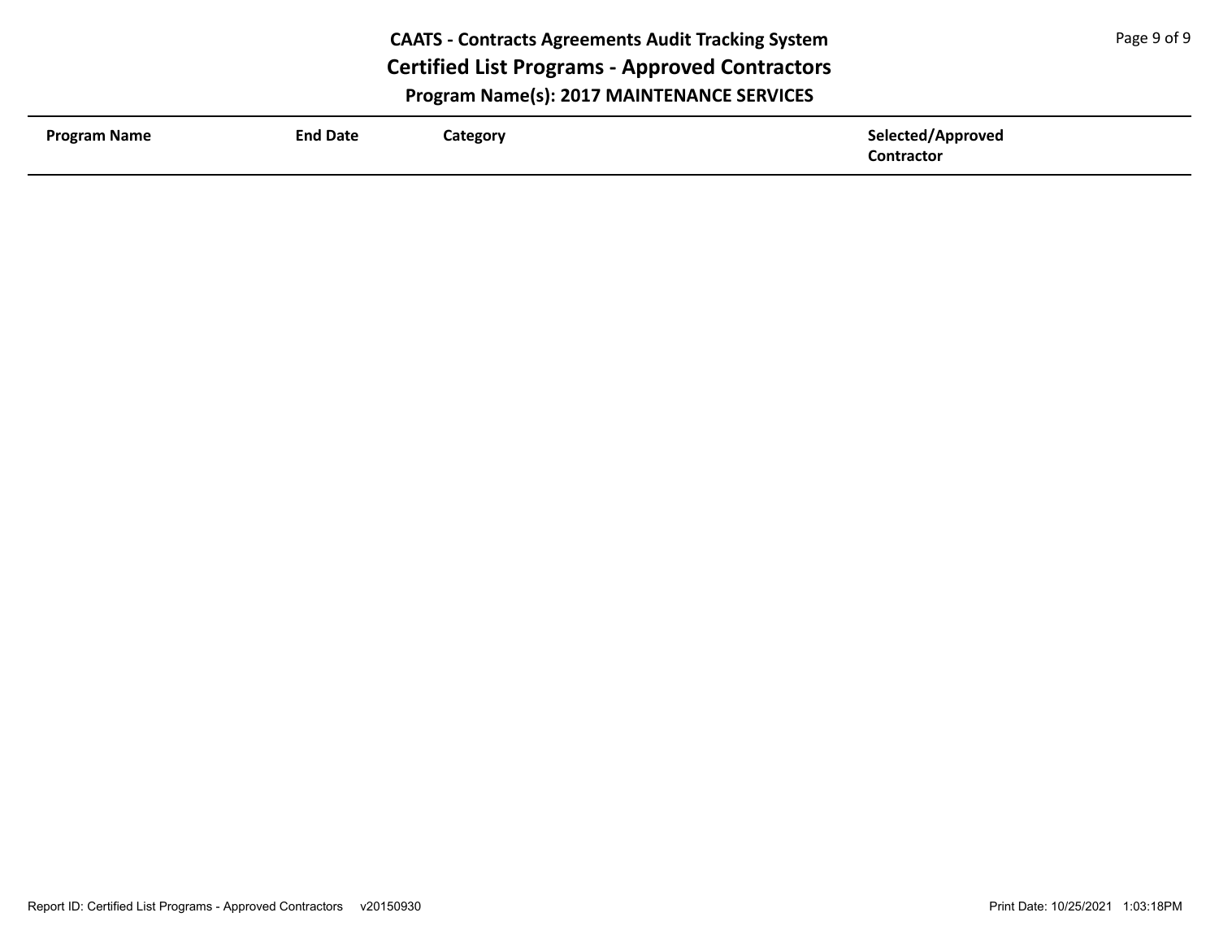# CAATS - Contracts Agreements Audit Tracking System

## Certified List Programs - Approved Contractors

### Program Name(s): 2017 MAINTENANCE SERVICES

| Program Name | End Date | Category | Selected/Approved Contractor |
|---|---|---|---|

Report ID: Certified List Programs - Approved Contractors v20150930

Print Date: 10/25/2021 1:03:18PM